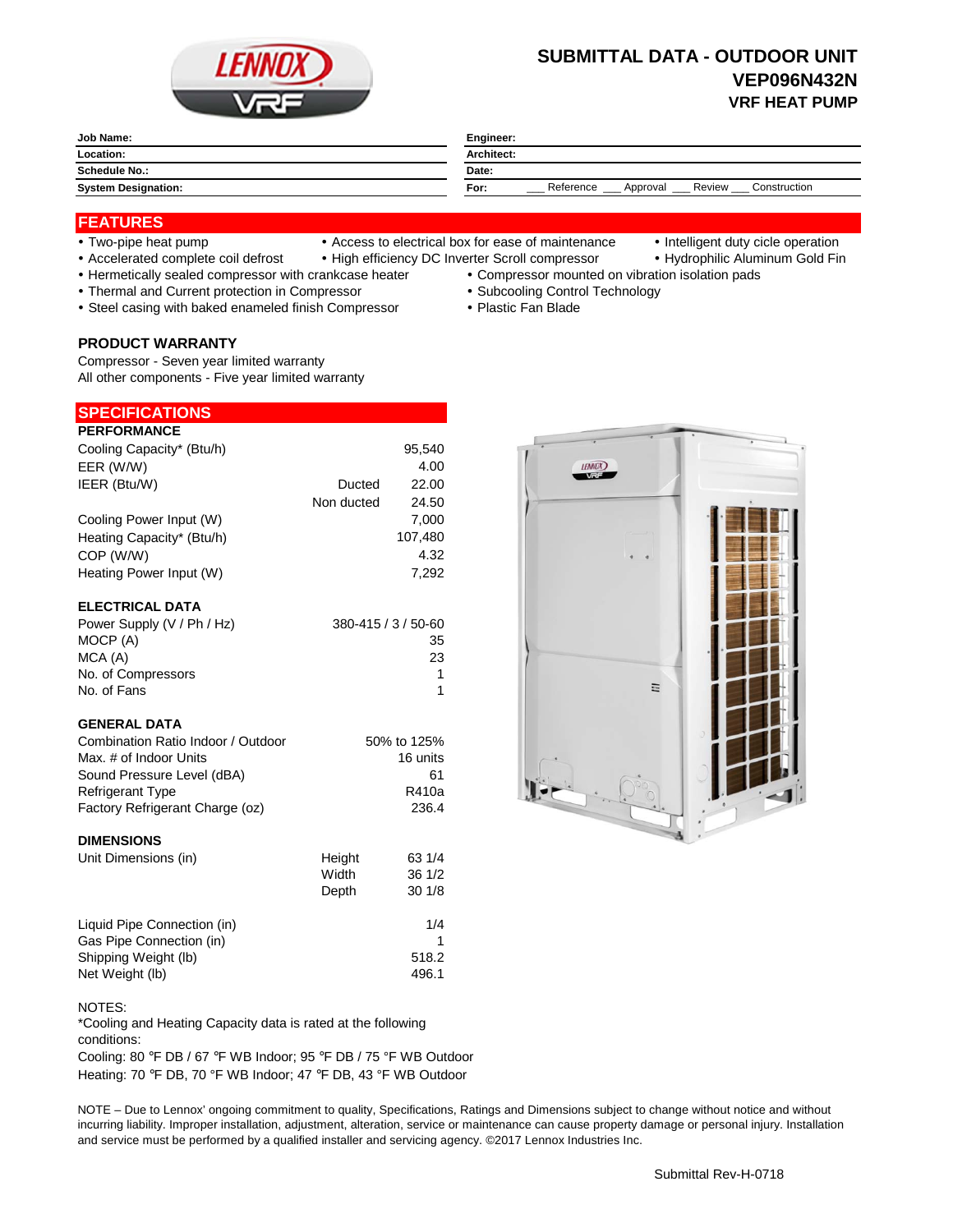# SUBMITTAL DATA - OUTDOOR UNIT
# VEP096N432N
## VRF HEAT PUMP

| | |
|---|---|
| **Job Name:** | **Engineer:** |
| **Location:** | **Architect:** |
| **Schedule No.:** | **Date:** |
| **System Designation:** | **For:** ___ Reference ___ Approval ___ Review ___ Construction |

## FEATURES

- Two-pipe heat pump
- Access to electrical box for ease of maintenance
- Intelligent duty cicle operation
- Accelerated complete coil defrost
- High efficiency DC Inverter Scroll compressor
- Hydrophilic Aluminum Gold Fin
- Hermetically sealed compressor with crankcase heater
- Compressor mounted on vibration isolation pads
- Thermal and Current protection in Compressor
- Subcooling Control Technology
- Steel casing with baked enameled finish Compressor
- Plastic Fan Blade

### PRODUCT WARRANTY

Compressor - Seven year limited warranty
All other components - Five year limited warranty

## SPECIFICATIONS

### PERFORMANCE

| | | |
|---|---|---|
| Cooling Capacity* (Btu/h) | | 95,540 |
| EER (W/W) | | 4.00 |
| IEER (Btu/W) | Ducted | 22.00 |
| | Non ducted | 24.50 |
| Cooling Power Input (W) | | 7,000 |
| Heating Capacity* (Btu/h) | | 107,480 |
| COP (W/W) | | 4.32 |
| Heating Power Input (W) | | 7,292 |

### ELECTRICAL DATA

| | |
|---|---|
| Power Supply (V / Ph / Hz) | 380-415 / 3 / 50-60 |
| MOCP (A) | 35 |
| MCA (A) | 23 |
| No. of Compressors | 1 |
| No. of Fans | 1 |

### GENERAL DATA

| | |
|---|---|
| Combination Ratio Indoor / Outdoor | 50% to 125% |
| Max. # of Indoor Units | 16 units |
| Sound Pressure Level (dBA) | 61 |
| Refrigerant Type | R410a |
| Factory Refrigerant Charge (oz) | 236.4 |

### DIMENSIONS

| | | |
|---|---|---|
| Unit Dimensions (in) | Height | 63 1/4 |
| | Width | 36 1/2 |
| | Depth | 30 1/8 |
| Liquid Pipe Connection (in) | | 1/4 |
| Gas Pipe Connection (in) | | 1 |
| Shipping Weight (lb) | | 518.2 |
| Net Weight (lb) | | 496.1 |

NOTES:
*Cooling and Heating Capacity data is rated at the following conditions:
Cooling: 80 °F DB / 67 °F WB Indoor; 95 °F DB / 75 °F WB Outdoor
Heating: 70 °F DB, 70 °F WB Indoor; 47 °F DB, 43 °F WB Outdoor

NOTE – Due to Lennox' ongoing commitment to quality, Specifications, Ratings and Dimensions subject to change without notice and without incurring liability. Improper installation, adjustment, alteration, service or maintenance can cause property damage or personal injury. Installation and service must be performed by a qualified installer and servicing agency. ©2017 Lennox Industries Inc.

Submittal Rev-H-0718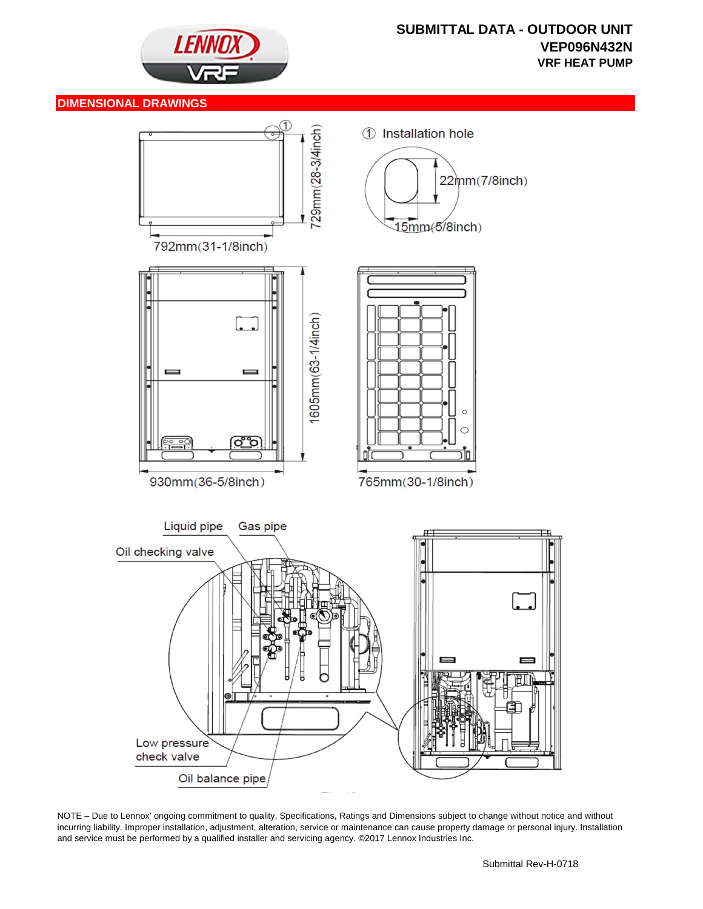# SUBMITTAL DATA - OUTDOOR UNIT
## VEP096N432N
### VRF HEAT PUMP

## DIMENSIONAL DRAWINGS

① Installation hole

22mm(7/8inch)

15mm(5/8inch)

729mm(28-3/4inch)

792mm(31-1/8inch)

1605mm(63-1/4inch)

930mm(36-5/8inch)

765mm(30-1/8inch)

Liquid pipe

Gas pipe

Oil checking valve

Low pressure check valve

Oil balance pipe

NOTE – Due to Lennox' ongoing commitment to quality, Specifications, Ratings and Dimensions subject to change without notice and without incurring liability. Improper installation, adjustment, alteration, service or maintenance can cause property damage or personal injury. Installation and service must be performed by a qualified installer and servicing agency. ©2017 Lennox Industries Inc.

Submittal Rev-H-0718